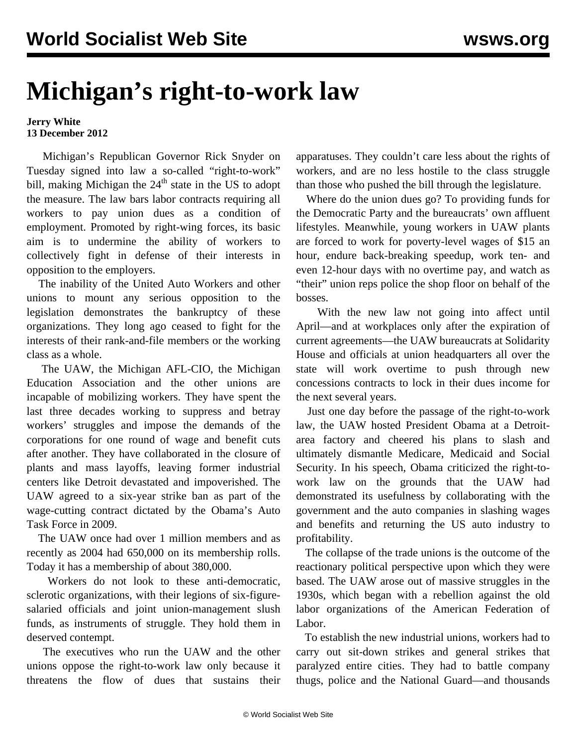# Michigan's right-to-work law

**Jerry White**
**13 December 2012**

Michigan's Republican Governor Rick Snyder on Tuesday signed into law a so-called "right-to-work" bill, making Michigan the 24th state in the US to adopt the measure. The law bars labor contracts requiring all workers to pay union dues as a condition of employment. Promoted by right-wing forces, its basic aim is to undermine the ability of workers to collectively fight in defense of their interests in opposition to the employers.

The inability of the United Auto Workers and other unions to mount any serious opposition to the legislation demonstrates the bankruptcy of these organizations. They long ago ceased to fight for the interests of their rank-and-file members or the working class as a whole.

The UAW, the Michigan AFL-CIO, the Michigan Education Association and the other unions are incapable of mobilizing workers. They have spent the last three decades working to suppress and betray workers' struggles and impose the demands of the corporations for one round of wage and benefit cuts after another. They have collaborated in the closure of plants and mass layoffs, leaving former industrial centers like Detroit devastated and impoverished. The UAW agreed to a six-year strike ban as part of the wage-cutting contract dictated by the Obama's Auto Task Force in 2009.

The UAW once had over 1 million members and as recently as 2004 had 650,000 on its membership rolls. Today it has a membership of about 380,000.

Workers do not look to these anti-democratic, sclerotic organizations, with their legions of six-figure-salaried officials and joint union-management slush funds, as instruments of struggle. They hold them in deserved contempt.

The executives who run the UAW and the other unions oppose the right-to-work law only because it threatens the flow of dues that sustains their apparatuses. They couldn't care less about the rights of workers, and are no less hostile to the class struggle than those who pushed the bill through the legislature.

Where do the union dues go? To providing funds for the Democratic Party and the bureaucrats' own affluent lifestyles. Meanwhile, young workers in UAW plants are forced to work for poverty-level wages of $15 an hour, endure back-breaking speedup, work ten- and even 12-hour days with no overtime pay, and watch as "their" union reps police the shop floor on behalf of the bosses.

With the new law not going into affect until April—and at workplaces only after the expiration of current agreements—the UAW bureaucrats at Solidarity House and officials at union headquarters all over the state will work overtime to push through new concessions contracts to lock in their dues income for the next several years.

Just one day before the passage of the right-to-work law, the UAW hosted President Obama at a Detroit-area factory and cheered his plans to slash and ultimately dismantle Medicare, Medicaid and Social Security. In his speech, Obama criticized the right-to-work law on the grounds that the UAW had demonstrated its usefulness by collaborating with the government and the auto companies in slashing wages and benefits and returning the US auto industry to profitability.

The collapse of the trade unions is the outcome of the reactionary political perspective upon which they were based. The UAW arose out of massive struggles in the 1930s, which began with a rebellion against the old labor organizations of the American Federation of Labor.

To establish the new industrial unions, workers had to carry out sit-down strikes and general strikes that paralyzed entire cities. They had to battle company thugs, police and the National Guard—and thousands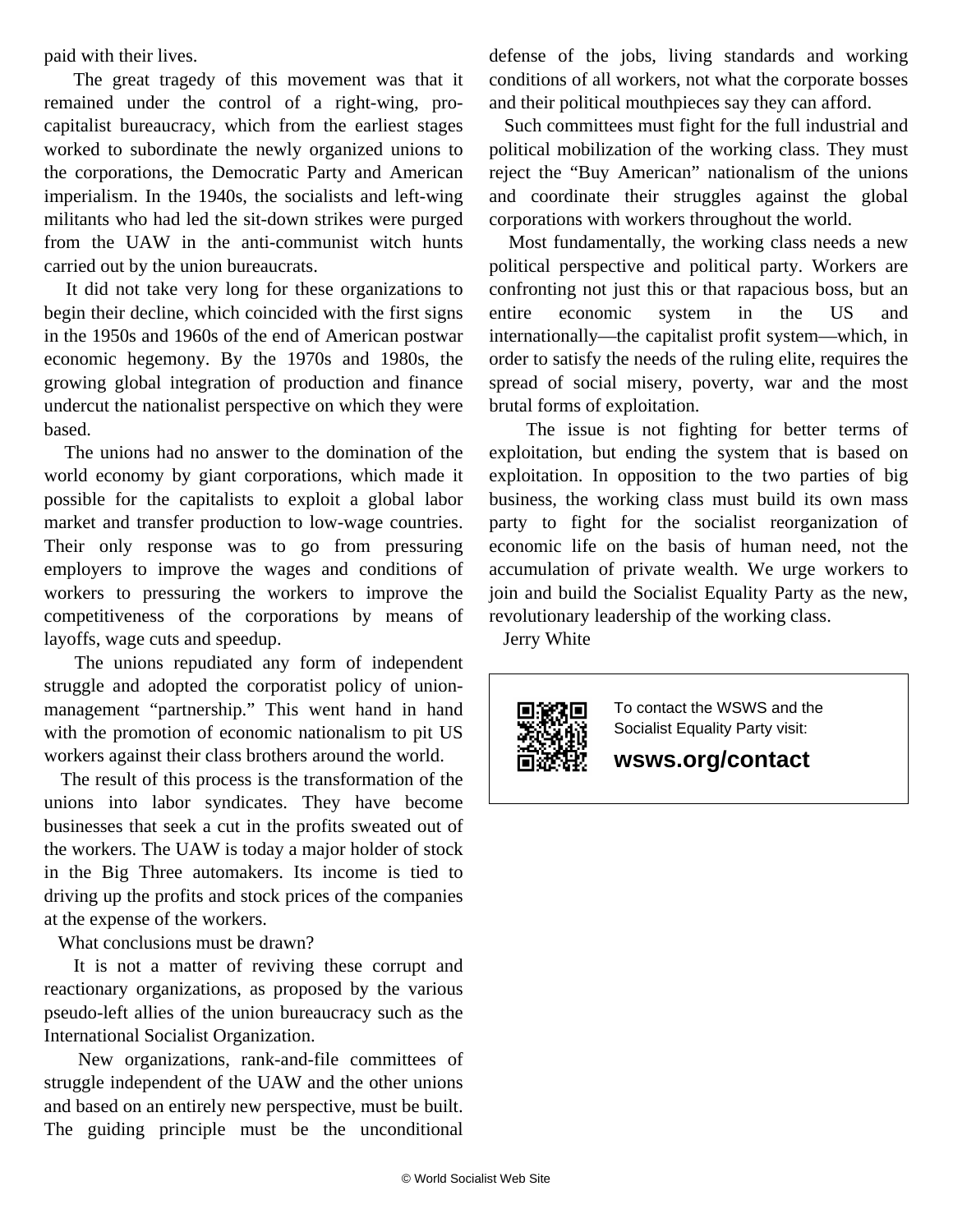paid with their lives.

The great tragedy of this movement was that it remained under the control of a right-wing, pro-capitalist bureaucracy, which from the earliest stages worked to subordinate the newly organized unions to the corporations, the Democratic Party and American imperialism. In the 1940s, the socialists and left-wing militants who had led the sit-down strikes were purged from the UAW in the anti-communist witch hunts carried out by the union bureaucrats.

It did not take very long for these organizations to begin their decline, which coincided with the first signs in the 1950s and 1960s of the end of American postwar economic hegemony. By the 1970s and 1980s, the growing global integration of production and finance undercut the nationalist perspective on which they were based.

The unions had no answer to the domination of the world economy by giant corporations, which made it possible for the capitalists to exploit a global labor market and transfer production to low-wage countries. Their only response was to go from pressuring employers to improve the wages and conditions of workers to pressuring the workers to improve the competitiveness of the corporations by means of layoffs, wage cuts and speedup.

The unions repudiated any form of independent struggle and adopted the corporatist policy of union-management "partnership." This went hand in hand with the promotion of economic nationalism to pit US workers against their class brothers around the world.

The result of this process is the transformation of the unions into labor syndicates. They have become businesses that seek a cut in the profits sweated out of the workers. The UAW is today a major holder of stock in the Big Three automakers. Its income is tied to driving up the profits and stock prices of the companies at the expense of the workers.

What conclusions must be drawn?

It is not a matter of reviving these corrupt and reactionary organizations, as proposed by the various pseudo-left allies of the union bureaucracy such as the International Socialist Organization.

New organizations, rank-and-file committees of struggle independent of the UAW and the other unions and based on an entirely new perspective, must be built. The guiding principle must be the unconditional defense of the jobs, living standards and working conditions of all workers, not what the corporate bosses and their political mouthpieces say they can afford.

Such committees must fight for the full industrial and political mobilization of the working class. They must reject the "Buy American" nationalism of the unions and coordinate their struggles against the global corporations with workers throughout the world.

Most fundamentally, the working class needs a new political perspective and political party. Workers are confronting not just this or that rapacious boss, but an entire economic system in the US and internationally—the capitalist profit system—which, in order to satisfy the needs of the ruling elite, requires the spread of social misery, poverty, war and the most brutal forms of exploitation.

The issue is not fighting for better terms of exploitation, but ending the system that is based on exploitation. In opposition to the two parties of big business, the working class must build its own mass party to fight for the socialist reorganization of economic life on the basis of human need, not the accumulation of private wealth. We urge workers to join and build the Socialist Equality Party as the new, revolutionary leadership of the working class.

Jerry White

To contact the WSWS and the Socialist Equality Party visit:

**wsws.org/contact**